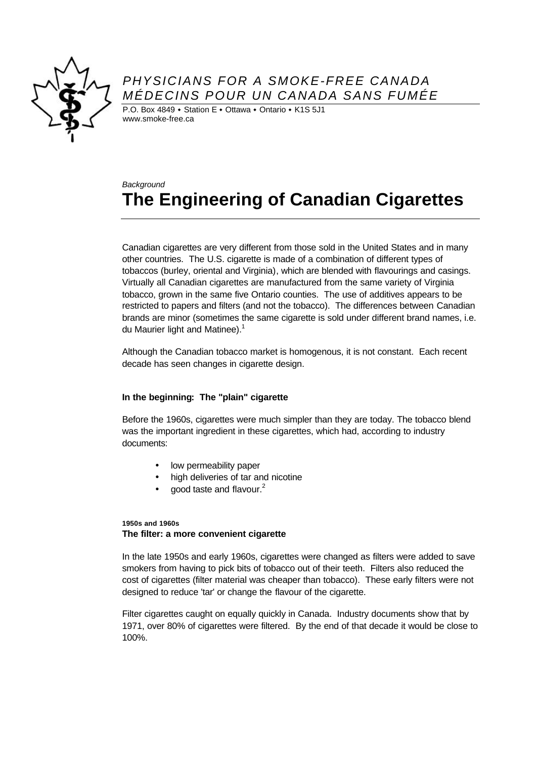PHYSICIANS FOR A SMOKE-FREE CANADA
MÉDECINS POUR UN CANADA SANS FUMÉE

P.O. Box 4849 • Station E • Ottawa • Ontario • K1S 5J1
www.smoke-free.ca

*Background*

# The Engineering of Canadian Cigarettes

Canadian cigarettes are very different from those sold in the United States and in many other countries. The U.S. cigarette is made of a combination of different types of tobaccos (burley, oriental and Virginia), which are blended with flavourings and casings. Virtually all Canadian cigarettes are manufactured from the same variety of Virginia tobacco, grown in the same five Ontario counties. The use of additives appears to be restricted to papers and filters (and not the tobacco). The differences between Canadian brands are minor (sometimes the same cigarette is sold under different brand names, i.e. du Maurier light and Matinee).[1]

Although the Canadian tobacco market is homogenous, it is not constant. Each recent decade has seen changes in cigarette design.

### In the beginning: The "plain" cigarette

Before the 1960s, cigarettes were much simpler than they are today. The tobacco blend was the important ingredient in these cigarettes, which had, according to industry documents:

- low permeability paper
- high deliveries of tar and nicotine
- good taste and flavour.[2]

#### 1950s and 1960s
### The filter: a more convenient cigarette

In the late 1950s and early 1960s, cigarettes were changed as filters were added to save smokers from having to pick bits of tobacco out of their teeth. Filters also reduced the cost of cigarettes (filter material was cheaper than tobacco). These early filters were not designed to reduce 'tar' or change the flavour of the cigarette.

Filter cigarettes caught on equally quickly in Canada. Industry documents show that by 1971, over 80% of cigarettes were filtered. By the end of that decade it would be close to 100%.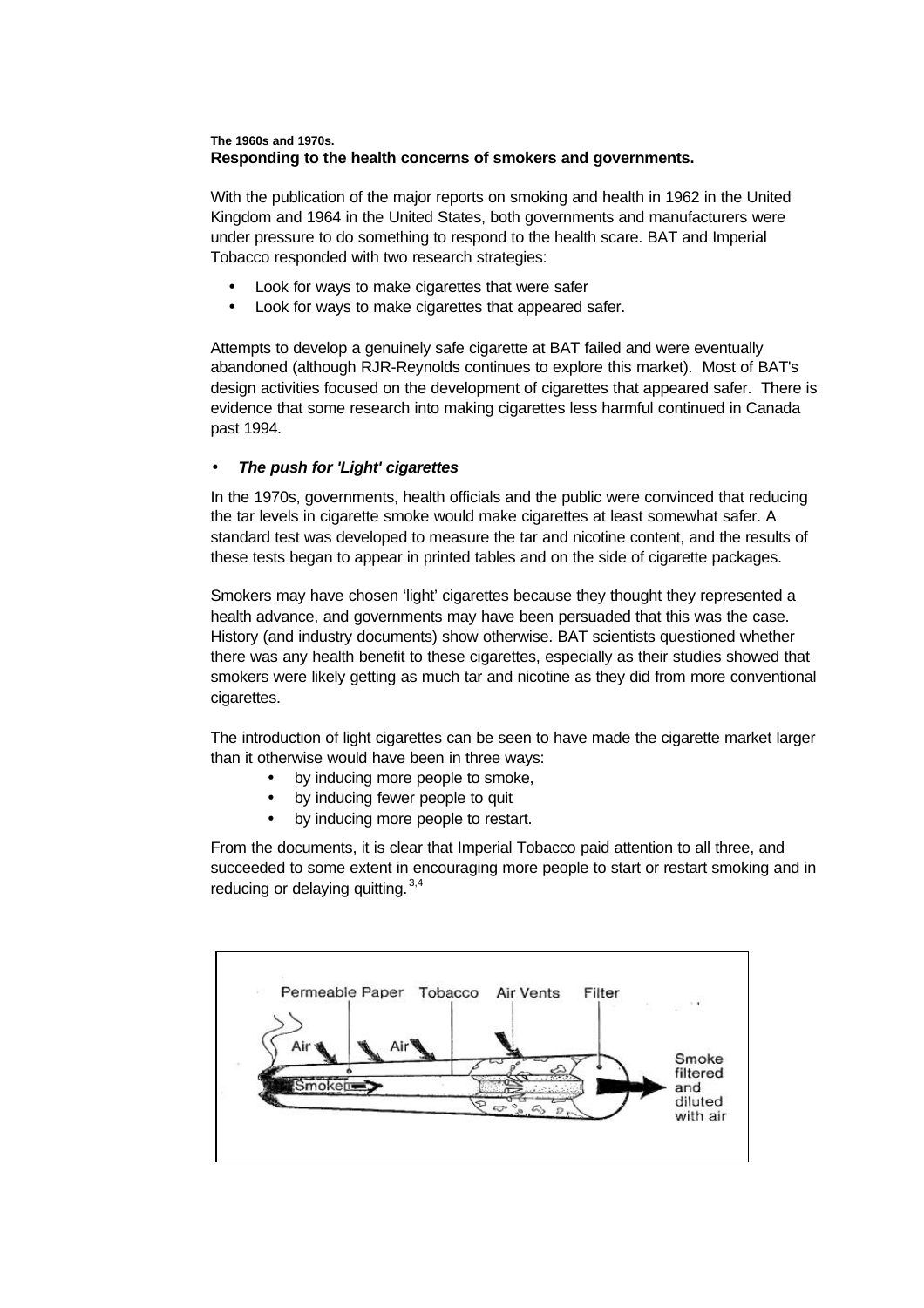#### The 1960s and 1970s.

### Responding to the health concerns of smokers and governments.

With the publication of the major reports on smoking and health in 1962 in the United Kingdom and 1964 in the United States, both governments and manufacturers were under pressure to do something to respond to the health scare. BAT and Imperial Tobacco responded with two research strategies:

- Look for ways to make cigarettes that were safer
- Look for ways to make cigarettes that appeared safer.

Attempts to develop a genuinely safe cigarette at BAT failed and were eventually abandoned (although RJR-Reynolds continues to explore this market). Most of BAT's design activities focused on the development of cigarettes that appeared safer. There is evidence that some research into making cigarettes less harmful continued in Canada past 1994.

- ***The push for 'Light' cigarettes***

In the 1970s, governments, health officials and the public were convinced that reducing the tar levels in cigarette smoke would make cigarettes at least somewhat safer. A standard test was developed to measure the tar and nicotine content, and the results of these tests began to appear in printed tables and on the side of cigarette packages.

Smokers may have chosen 'light' cigarettes because they thought they represented a health advance, and governments may have been persuaded that this was the case. History (and industry documents) show otherwise. BAT scientists questioned whether there was any health benefit to these cigarettes, especially as their studies showed that smokers were likely getting as much tar and nicotine as they did from more conventional cigarettes.

The introduction of light cigarettes can be seen to have made the cigarette market larger than it otherwise would have been in three ways:

- by inducing more people to smoke,
- by inducing fewer people to quit
- by inducing more people to restart.

From the documents, it is clear that Imperial Tobacco paid attention to all three, and succeeded to some extent in encouraging more people to start or restart smoking and in reducing or delaying quitting.[3,4]

Permeable Paper | Tobacco | Air Vents | Filter | Air | Air | Smoke | Smoke filtered and diluted with air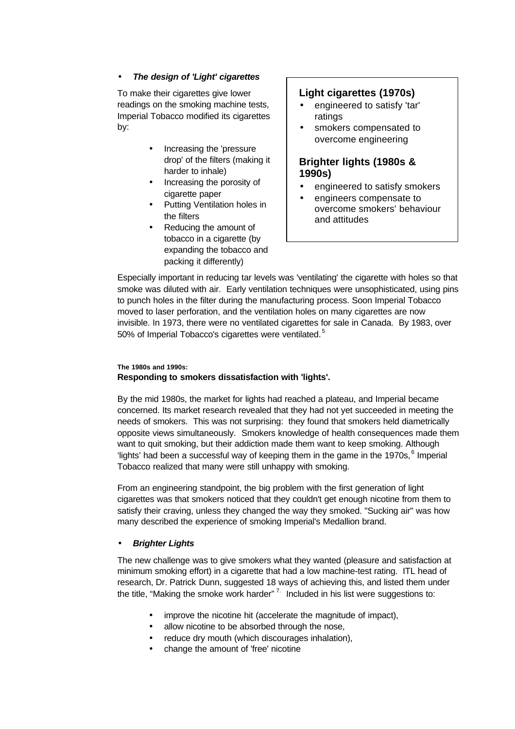- ***The design of 'Light' cigarettes***

To make their cigarettes give lower readings on the smoking machine tests, Imperial Tobacco modified its cigarettes by:

- Increasing the 'pressure drop' of the filters (making it harder to inhale)
- Increasing the porosity of cigarette paper
- Putting Ventilation holes in the filters
- Reducing the amount of tobacco in a cigarette (by expanding the tobacco and packing it differently)

**Light cigarettes (1970s)**

- engineered to satisfy 'tar' ratings
- smokers compensated to overcome engineering

**Brighter lights (1980s & 1990s)**

- engineered to satisfy smokers
- engineers compensate to overcome smokers' behaviour and attitudes

Especially important in reducing tar levels was 'ventilating' the cigarette with holes so that smoke was diluted with air. Early ventilation techniques were unsophisticated, using pins to punch holes in the filter during the manufacturing process. Soon Imperial Tobacco moved to laser perforation, and the ventilation holes on many cigarettes are now invisible. In 1973, there were no ventilated cigarettes for sale in Canada. By 1983, over 50% of Imperial Tobacco's cigarettes were ventilated.[5]

**The 1980s and 1990s:**
**Responding to smokers dissatisfaction with 'lights'.**

By the mid 1980s, the market for lights had reached a plateau, and Imperial became concerned. Its market research revealed that they had not yet succeeded in meeting the needs of smokers. This was not surprising: they found that smokers held diametrically opposite views simultaneously. Smokers knowledge of health consequences made them want to quit smoking, but their addiction made them want to keep smoking. Although 'lights' had been a successful way of keeping them in the game in the 1970s,[6] Imperial Tobacco realized that many were still unhappy with smoking.

From an engineering standpoint, the big problem with the first generation of light cigarettes was that smokers noticed that they couldn't get enough nicotine from them to satisfy their craving, unless they changed the way they smoked. "Sucking air" was how many described the experience of smoking Imperial's Medallion brand.

- ***Brighter Lights***

The new challenge was to give smokers what they wanted (pleasure and satisfaction at minimum smoking effort) in a cigarette that had a low machine-test rating. ITL head of research, Dr. Patrick Dunn, suggested 18 ways of achieving this, and listed them under the title, "Making the smoke work harder"[7.] Included in his list were suggestions to:

- improve the nicotine hit (accelerate the magnitude of impact),
- allow nicotine to be absorbed through the nose,
- reduce dry mouth (which discourages inhalation),
- change the amount of 'free' nicotine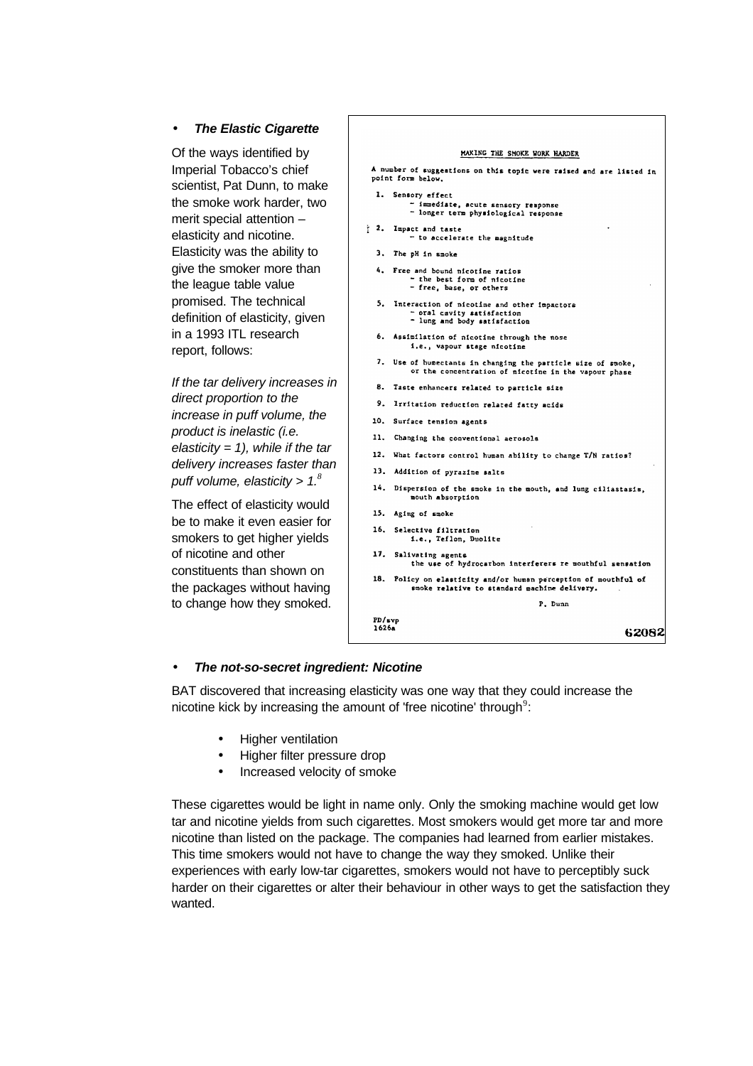- ***The Elastic Cigarette***

Of the ways identified by Imperial Tobacco's chief scientist, Pat Dunn, to make the smoke work harder, two merit special attention – elasticity and nicotine. Elasticity was the ability to give the smoker more than the league table value promised. The technical definition of elasticity, given in a 1993 ITL research report, follows:

*If the tar delivery increases in direct proportion to the increase in puff volume, the product is inelastic (i.e. elasticity = 1), while if the tar delivery increases faster than puff volume, elasticity > 1.*[8]

The effect of elasticity would be to make it even easier for smokers to get higher yields of nicotine and other constituents than shown on the packages without having to change how they smoked.

MAKING THE SMOKE WORK HARDER

A number of suggestions on this topic were raised and are listed in point form below.

1. Sensory effect
   - immediate, acute sensory response
   - longer term physiological response
2. Impact and taste
   - to accelerate the magnitude
3. The pH in smoke
4. Free and bound nicotine ratios
   - the best form of nicotine
   - free, base, or others
5. Interaction of nicotine and other impactors
   - oral cavity satisfaction
   - lung and body satisfaction
6. Assimilation of nicotine through the nose
   i.e., vapour stage nicotine
7. Use of humectants in changing the particle size of smoke, or the concentration of nicotine in the vapour phase
8. Taste enhancers related to particle size
9. Irritation reduction related fatty acids
10. Surface tension agents
11. Changing the conventional aerosols
12. What factors control human ability to change T/N ratios?
13. Addition of pyrazine salts
14. Dispersion of the smoke in the mouth, and lung ciliastasis, mouth absorption
15. Aging of smoke
16. Selective filtration
    i.e., Teflon, Duolite
17. Salivating agents
    the use of hydrocarbon interferers re mouthful sensation
18. Policy on elasticity and/or human perception of mouthful of smoke relative to standard machine delivery.

P. Dunn

PD/svp
1626a

62082

- ***The not-so-secret ingredient: Nicotine***

BAT discovered that increasing elasticity was one way that they could increase the nicotine kick by increasing the amount of 'free nicotine' through[9]:

- Higher ventilation
- Higher filter pressure drop
- Increased velocity of smoke

These cigarettes would be light in name only. Only the smoking machine would get low tar and nicotine yields from such cigarettes. Most smokers would get more tar and more nicotine than listed on the package. The companies had learned from earlier mistakes. This time smokers would not have to change the way they smoked. Unlike their experiences with early low-tar cigarettes, smokers would not have to perceptibly suck harder on their cigarettes or alter their behaviour in other ways to get the satisfaction they wanted.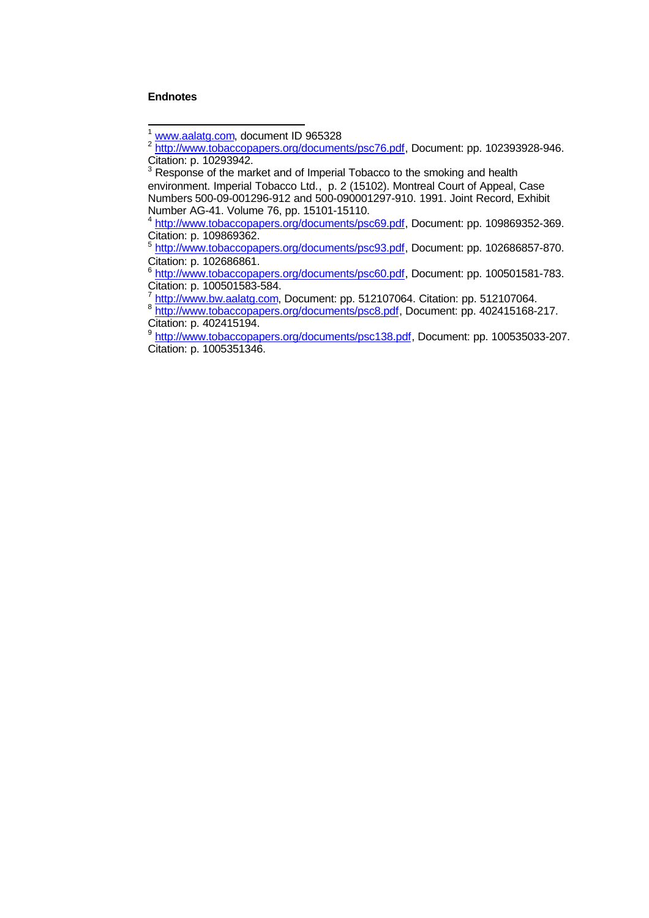**Endnotes**

[1] www.aalatg.com, document ID 965328

[2] http://www.tobaccopapers.org/documents/psc76.pdf, Document: pp. 102393928-946. Citation: p. 10293942.

[3] Response of the market and of Imperial Tobacco to the smoking and health environment. Imperial Tobacco Ltd., p. 2 (15102). Montreal Court of Appeal, Case Numbers 500-09-001296-912 and 500-090001297-910. 1991. Joint Record, Exhibit Number AG-41. Volume 76, pp. 15101-15110.

[4] http://www.tobaccopapers.org/documents/psc69.pdf, Document: pp. 109869352-369. Citation: p. 109869362.

[5] http://www.tobaccopapers.org/documents/psc93.pdf, Document: pp. 102686857-870. Citation: p. 102686861.

[6] http://www.tobaccopapers.org/documents/psc60.pdf, Document: pp. 100501581-783. Citation: p. 100501583-584.

[7] http://www.bw.aalatg.com, Document: pp. 512107064. Citation: pp. 512107064.

[8] http://www.tobaccopapers.org/documents/psc8.pdf, Document: pp. 402415168-217. Citation: p. 402415194.

[9] http://www.tobaccopapers.org/documents/psc138.pdf, Document: pp. 100535033-207. Citation: p. 1005351346.